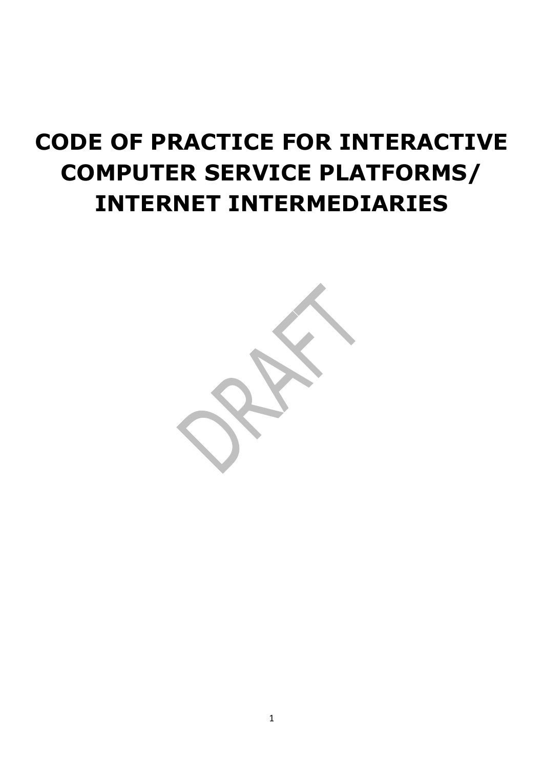# CODE OF PRACTICE FOR INTERACTIVE COMPUTER SERVICE PLATFORMS/ INTERNET INTERMEDIARIES

DRAFT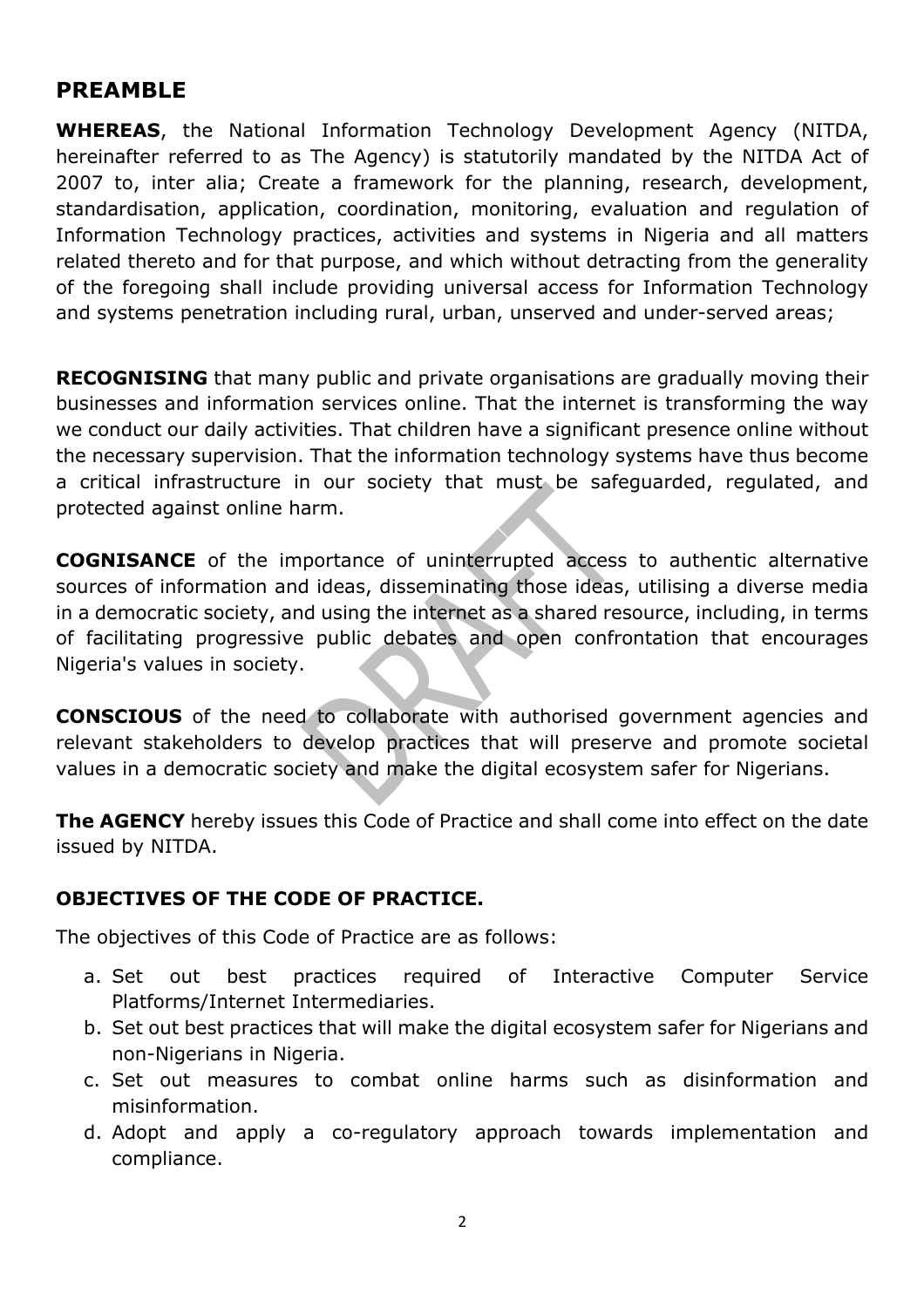## PREAMBLE

**WHEREAS**, the National Information Technology Development Agency (NITDA, hereinafter referred to as The Agency) is statutorily mandated by the NITDA Act of 2007 to, inter alia; Create a framework for the planning, research, development, standardisation, application, coordination, monitoring, evaluation and regulation of Information Technology practices, activities and systems in Nigeria and all matters related thereto and for that purpose, and which without detracting from the generality of the foregoing shall include providing universal access for Information Technology and systems penetration including rural, urban, unserved and under-served areas;

**RECOGNISING** that many public and private organisations are gradually moving their businesses and information services online. That the internet is transforming the way we conduct our daily activities. That children have a significant presence online without the necessary supervision. That the information technology systems have thus become a critical infrastructure in our society that must be safeguarded, regulated, and protected against online harm.

**COGNISANCE** of the importance of uninterrupted access to authentic alternative sources of information and ideas, disseminating those ideas, utilising a diverse media in a democratic society, and using the internet as a shared resource, including, in terms of facilitating progressive public debates and open confrontation that encourages Nigeria's values in society.

**CONSCIOUS** of the need to collaborate with authorised government agencies and relevant stakeholders to develop practices that will preserve and promote societal values in a democratic society and make the digital ecosystem safer for Nigerians.

**The AGENCY** hereby issues this Code of Practice and shall come into effect on the date issued by NITDA.

### OBJECTIVES OF THE CODE OF PRACTICE.

The objectives of this Code of Practice are as follows:

a. Set out best practices required of Interactive Computer Service Platforms/Internet Intermediaries.
b. Set out best practices that will make the digital ecosystem safer for Nigerians and non-Nigerians in Nigeria.
c. Set out measures to combat online harms such as disinformation and misinformation.
d. Adopt and apply a co-regulatory approach towards implementation and compliance.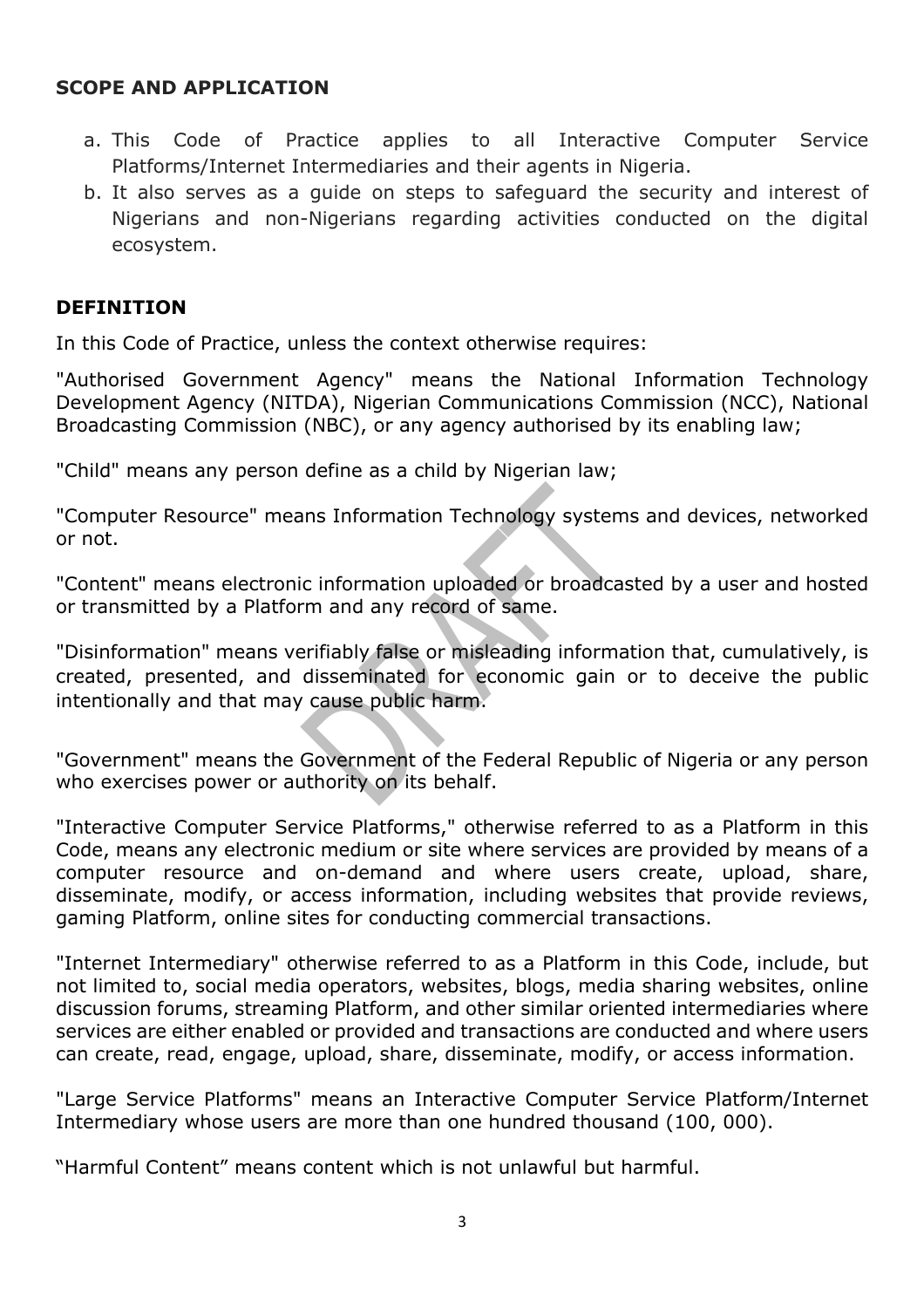## SCOPE AND APPLICATION

a. This Code of Practice applies to all Interactive Computer Service Platforms/Internet Intermediaries and their agents in Nigeria.
b. It also serves as a guide on steps to safeguard the security and interest of Nigerians and non-Nigerians regarding activities conducted on the digital ecosystem.

## DEFINITION

In this Code of Practice, unless the context otherwise requires:

"Authorised Government Agency" means the National Information Technology Development Agency (NITDA), Nigerian Communications Commission (NCC), National Broadcasting Commission (NBC), or any agency authorised by its enabling law;

"Child" means any person define as a child by Nigerian law;

"Computer Resource" means Information Technology systems and devices, networked or not.

"Content" means electronic information uploaded or broadcasted by a user and hosted or transmitted by a Platform and any record of same.

"Disinformation" means verifiably false or misleading information that, cumulatively, is created, presented, and disseminated for economic gain or to deceive the public intentionally and that may cause public harm.

"Government" means the Government of the Federal Republic of Nigeria or any person who exercises power or authority on its behalf.

"Interactive Computer Service Platforms," otherwise referred to as a Platform in this Code, means any electronic medium or site where services are provided by means of a computer resource and on-demand and where users create, upload, share, disseminate, modify, or access information, including websites that provide reviews, gaming Platform, online sites for conducting commercial transactions.

"Internet Intermediary" otherwise referred to as a Platform in this Code, include, but not limited to, social media operators, websites, blogs, media sharing websites, online discussion forums, streaming Platform, and other similar oriented intermediaries where services are either enabled or provided and transactions are conducted and where users can create, read, engage, upload, share, disseminate, modify, or access information.

"Large Service Platforms" means an Interactive Computer Service Platform/Internet Intermediary whose users are more than one hundred thousand (100, 000).

“Harmful Content” means content which is not unlawful but harmful.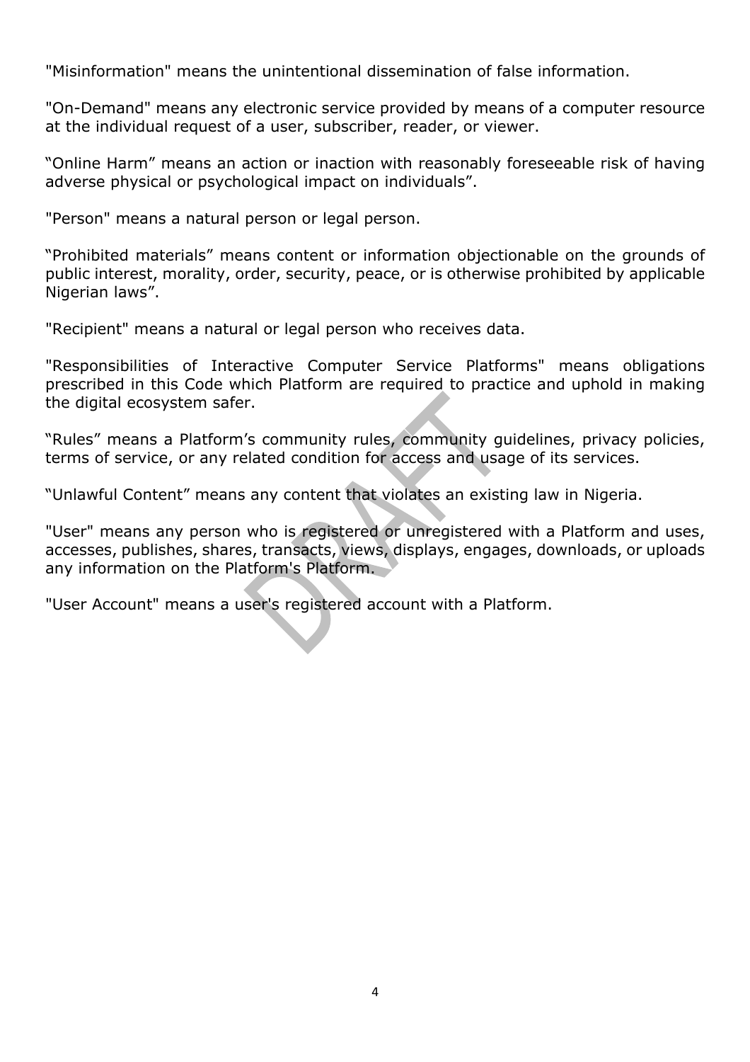"Misinformation" means the unintentional dissemination of false information.

"On-Demand" means any electronic service provided by means of a computer resource at the individual request of a user, subscriber, reader, or viewer.

“Online Harm” means an action or inaction with reasonably foreseeable risk of having adverse physical or psychological impact on individuals”.

"Person" means a natural person or legal person.

“Prohibited materials” means content or information objectionable on the grounds of public interest, morality, order, security, peace, or is otherwise prohibited by applicable Nigerian laws”.

"Recipient" means a natural or legal person who receives data.

"Responsibilities of Interactive Computer Service Platforms" means obligations prescribed in this Code which Platform are required to practice and uphold in making the digital ecosystem safer.

“Rules” means a Platform’s community rules, community guidelines, privacy policies, terms of service, or any related condition for access and usage of its services.

“Unlawful Content” means any content that violates an existing law in Nigeria.

"User" means any person who is registered or unregistered with a Platform and uses, accesses, publishes, shares, transacts, views, displays, engages, downloads, or uploads any information on the Platform's Platform.

"User Account" means a user's registered account with a Platform.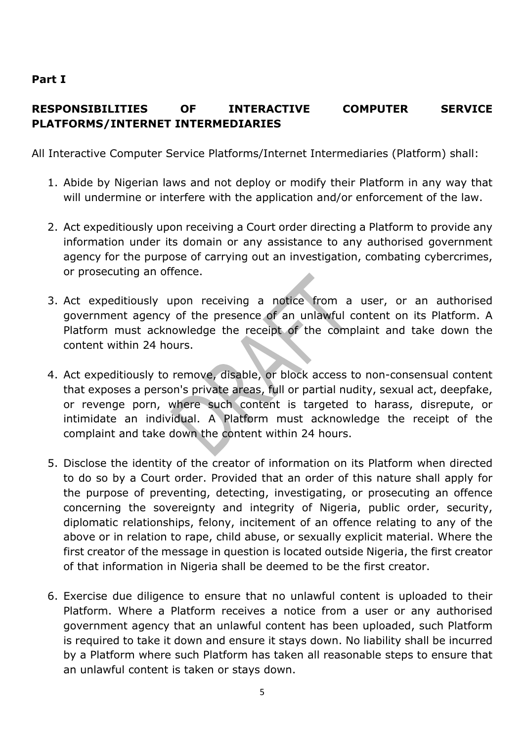**Part I**

**RESPONSIBILITIES OF INTERACTIVE COMPUTER SERVICE PLATFORMS/INTERNET INTERMEDIARIES**

All Interactive Computer Service Platforms/Internet Intermediaries (Platform) shall:

1. Abide by Nigerian laws and not deploy or modify their Platform in any way that will undermine or interfere with the application and/or enforcement of the law.

2. Act expeditiously upon receiving a Court order directing a Platform to provide any information under its domain or any assistance to any authorised government agency for the purpose of carrying out an investigation, combating cybercrimes, or prosecuting an offence.

3. Act expeditiously upon receiving a notice from a user, or an authorised government agency of the presence of an unlawful content on its Platform. A Platform must acknowledge the receipt of the complaint and take down the content within 24 hours.

4. Act expeditiously to remove, disable, or block access to non-consensual content that exposes a person's private areas, full or partial nudity, sexual act, deepfake, or revenge porn, where such content is targeted to harass, disrepute, or intimidate an individual. A Platform must acknowledge the receipt of the complaint and take down the content within 24 hours.

5. Disclose the identity of the creator of information on its Platform when directed to do so by a Court order. Provided that an order of this nature shall apply for the purpose of preventing, detecting, investigating, or prosecuting an offence concerning the sovereignty and integrity of Nigeria, public order, security, diplomatic relationships, felony, incitement of an offence relating to any of the above or in relation to rape, child abuse, or sexually explicit material. Where the first creator of the message in question is located outside Nigeria, the first creator of that information in Nigeria shall be deemed to be the first creator.

6. Exercise due diligence to ensure that no unlawful content is uploaded to their Platform. Where a Platform receives a notice from a user or any authorised government agency that an unlawful content has been uploaded, such Platform is required to take it down and ensure it stays down. No liability shall be incurred by a Platform where such Platform has taken all reasonable steps to ensure that an unlawful content is taken or stays down.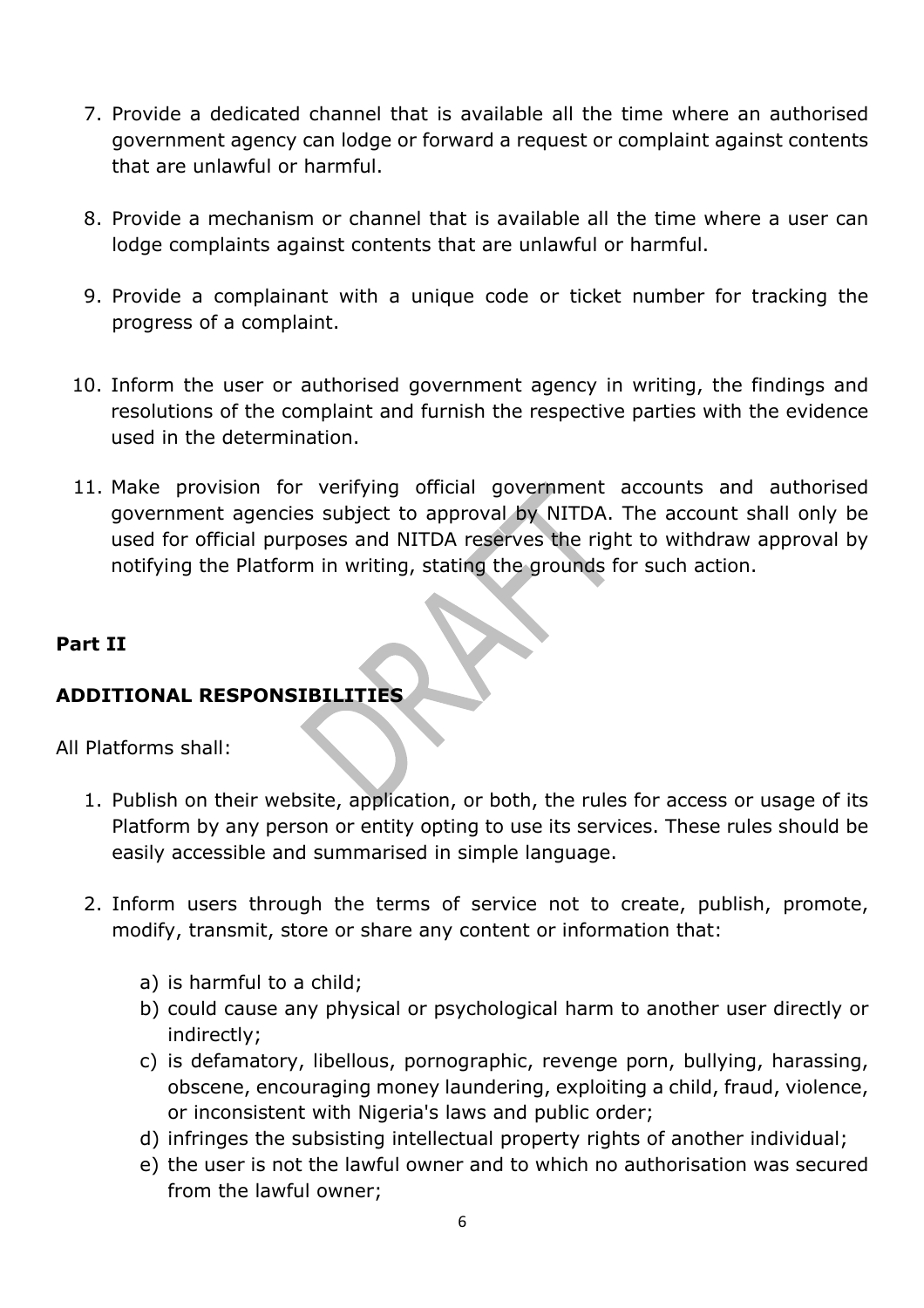7. Provide a dedicated channel that is available all the time where an authorised government agency can lodge or forward a request or complaint against contents that are unlawful or harmful.

8. Provide a mechanism or channel that is available all the time where a user can lodge complaints against contents that are unlawful or harmful.

9. Provide a complainant with a unique code or ticket number for tracking the progress of a complaint.

10. Inform the user or authorised government agency in writing, the findings and resolutions of the complaint and furnish the respective parties with the evidence used in the determination.

11. Make provision for verifying official government accounts and authorised government agencies subject to approval by NITDA. The account shall only be used for official purposes and NITDA reserves the right to withdraw approval by notifying the Platform in writing, stating the grounds for such action.

**Part II**

**ADDITIONAL RESPONSIBILITIES**

All Platforms shall:

1. Publish on their website, application, or both, the rules for access or usage of its Platform by any person or entity opting to use its services. These rules should be easily accessible and summarised in simple language.

2. Inform users through the terms of service not to create, publish, promote, modify, transmit, store or share any content or information that:

    a) is harmful to a child;
    b) could cause any physical or psychological harm to another user directly or indirectly;
    c) is defamatory, libellous, pornographic, revenge porn, bullying, harassing, obscene, encouraging money laundering, exploiting a child, fraud, violence, or inconsistent with Nigeria's laws and public order;
    d) infringes the subsisting intellectual property rights of another individual;
    e) the user is not the lawful owner and to which no authorisation was secured from the lawful owner;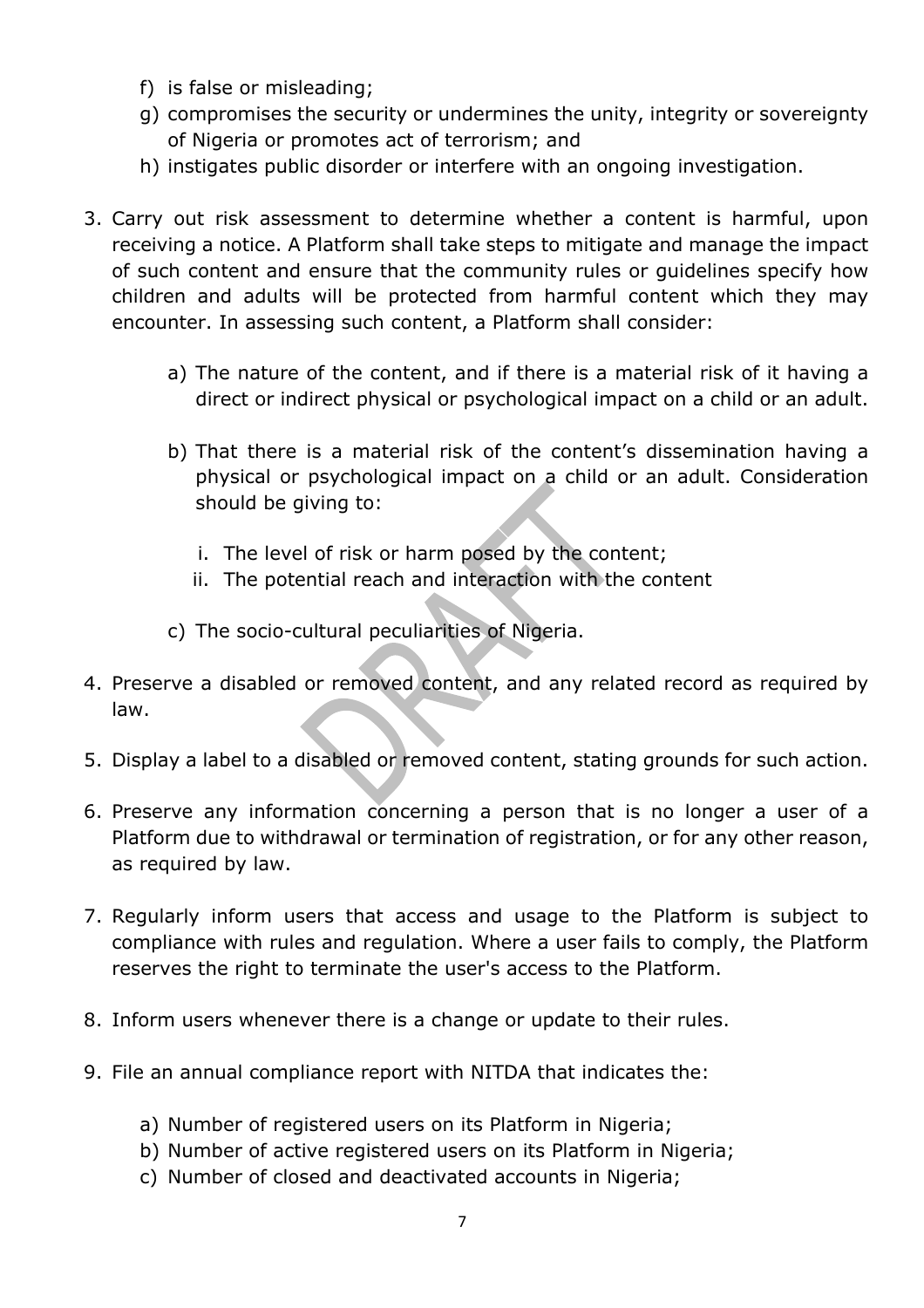f) is false or misleading;
g) compromises the security or undermines the unity, integrity or sovereignty of Nigeria or promotes act of terrorism; and
h) instigates public disorder or interfere with an ongoing investigation.

3. Carry out risk assessment to determine whether a content is harmful, upon receiving a notice. A Platform shall take steps to mitigate and manage the impact of such content and ensure that the community rules or guidelines specify how children and adults will be protected from harmful content which they may encounter. In assessing such content, a Platform shall consider:

    a) The nature of the content, and if there is a material risk of it having a direct or indirect physical or psychological impact on a child or an adult.

    b) That there is a material risk of the content's dissemination having a physical or psychological impact on a child or an adult. Consideration should be giving to:

        i. The level of risk or harm posed by the content;
        ii. The potential reach and interaction with the content

    c) The socio-cultural peculiarities of Nigeria.

4. Preserve a disabled or removed content, and any related record as required by law.

5. Display a label to a disabled or removed content, stating grounds for such action.

6. Preserve any information concerning a person that is no longer a user of a Platform due to withdrawal or termination of registration, or for any other reason, as required by law.

7. Regularly inform users that access and usage to the Platform is subject to compliance with rules and regulation. Where a user fails to comply, the Platform reserves the right to terminate the user's access to the Platform.

8. Inform users whenever there is a change or update to their rules.

9. File an annual compliance report with NITDA that indicates the:

    a) Number of registered users on its Platform in Nigeria;
    b) Number of active registered users on its Platform in Nigeria;
    c) Number of closed and deactivated accounts in Nigeria;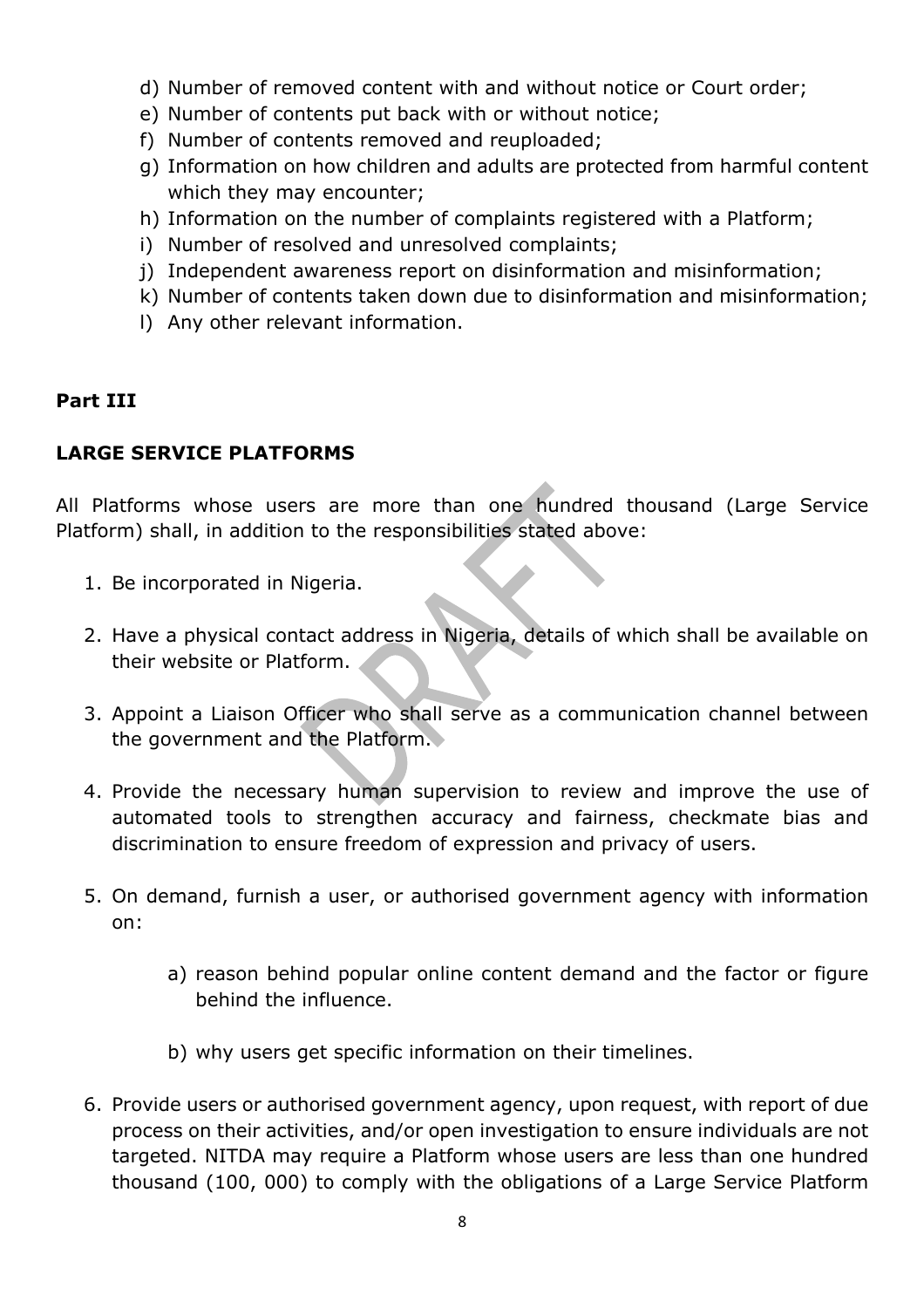d) Number of removed content with and without notice or Court order;
e) Number of contents put back with or without notice;
f) Number of contents removed and reuploaded;
g) Information on how children and adults are protected from harmful content which they may encounter;
h) Information on the number of complaints registered with a Platform;
i) Number of resolved and unresolved complaints;
j) Independent awareness report on disinformation and misinformation;
k) Number of contents taken down due to disinformation and misinformation;
l) Any other relevant information.

**Part III**

**LARGE SERVICE PLATFORMS**

All Platforms whose users are more than one hundred thousand (Large Service Platform) shall, in addition to the responsibilities stated above:

1. Be incorporated in Nigeria.

2. Have a physical contact address in Nigeria, details of which shall be available on their website or Platform.

3. Appoint a Liaison Officer who shall serve as a communication channel between the government and the Platform.

4. Provide the necessary human supervision to review and improve the use of automated tools to strengthen accuracy and fairness, checkmate bias and discrimination to ensure freedom of expression and privacy of users.

5. On demand, furnish a user, or authorised government agency with information on:

    a) reason behind popular online content demand and the factor or figure behind the influence.

    b) why users get specific information on their timelines.

6. Provide users or authorised government agency, upon request, with report of due process on their activities, and/or open investigation to ensure individuals are not targeted. NITDA may require a Platform whose users are less than one hundred thousand (100, 000) to comply with the obligations of a Large Service Platform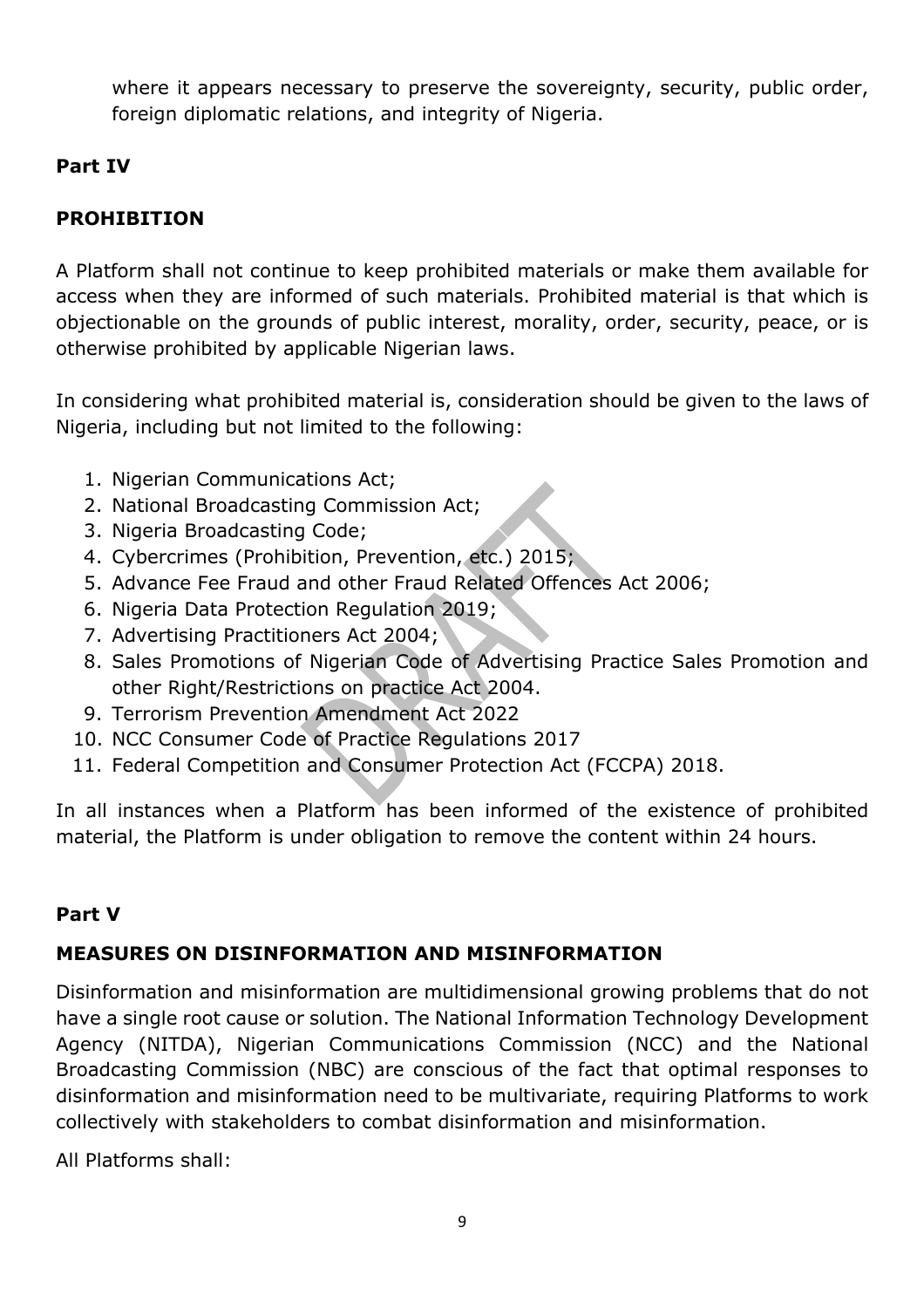where it appears necessary to preserve the sovereignty, security, public order, foreign diplomatic relations, and integrity of Nigeria.

**Part IV**

**PROHIBITION**

A Platform shall not continue to keep prohibited materials or make them available for access when they are informed of such materials. Prohibited material is that which is objectionable on the grounds of public interest, morality, order, security, peace, or is otherwise prohibited by applicable Nigerian laws.

In considering what prohibited material is, consideration should be given to the laws of Nigeria, including but not limited to the following:

1. Nigerian Communications Act;
2. National Broadcasting Commission Act;
3. Nigeria Broadcasting Code;
4. Cybercrimes (Prohibition, Prevention, etc.) 2015;
5. Advance Fee Fraud and other Fraud Related Offences Act 2006;
6. Nigeria Data Protection Regulation 2019;
7. Advertising Practitioners Act 2004;
8. Sales Promotions of Nigerian Code of Advertising Practice Sales Promotion and other Right/Restrictions on practice Act 2004.
9. Terrorism Prevention Amendment Act 2022
10. NCC Consumer Code of Practice Regulations 2017
11. Federal Competition and Consumer Protection Act (FCCPA) 2018.

In all instances when a Platform has been informed of the existence of prohibited material, the Platform is under obligation to remove the content within 24 hours.

**Part V**

**MEASURES ON DISINFORMATION AND MISINFORMATION**

Disinformation and misinformation are multidimensional growing problems that do not have a single root cause or solution. The National Information Technology Development Agency (NITDA), Nigerian Communications Commission (NCC) and the National Broadcasting Commission (NBC) are conscious of the fact that optimal responses to disinformation and misinformation need to be multivariate, requiring Platforms to work collectively with stakeholders to combat disinformation and misinformation.

All Platforms shall: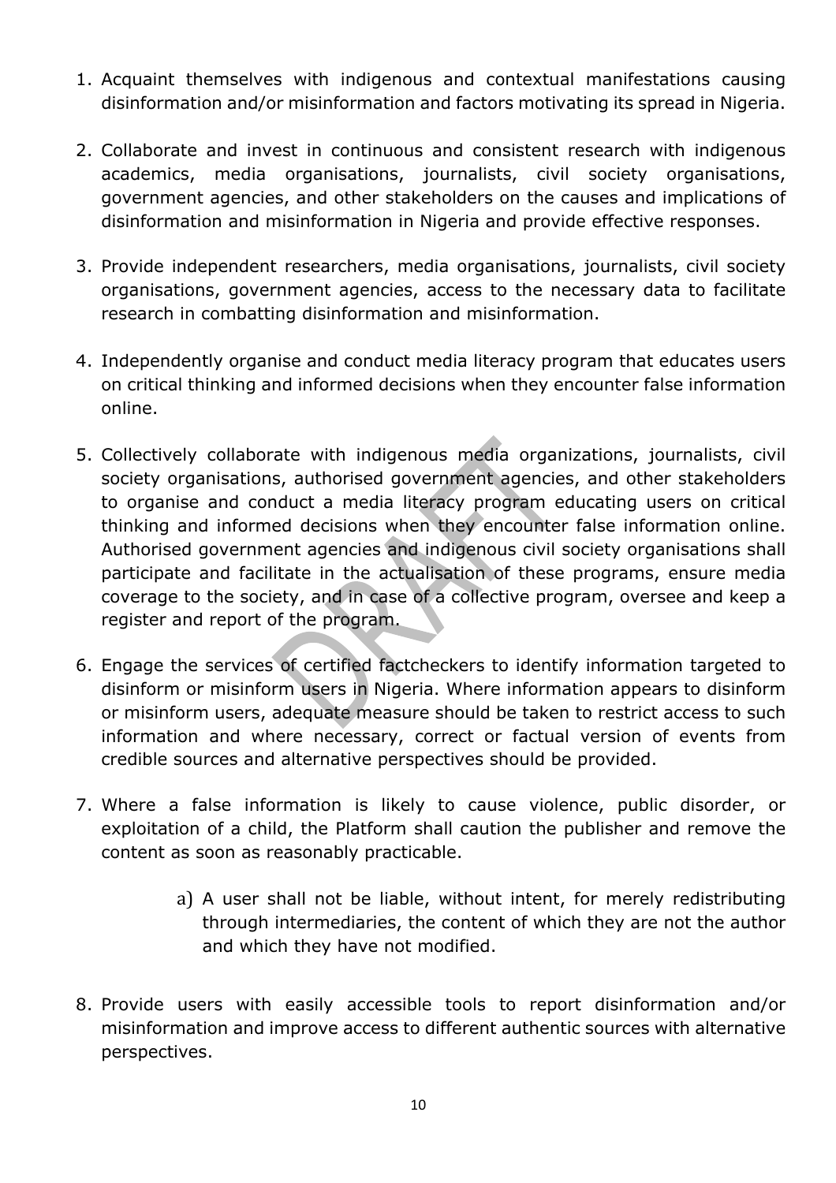1. Acquaint themselves with indigenous and contextual manifestations causing disinformation and/or misinformation and factors motivating its spread in Nigeria.

2. Collaborate and invest in continuous and consistent research with indigenous academics, media organisations, journalists, civil society organisations, government agencies, and other stakeholders on the causes and implications of disinformation and misinformation in Nigeria and provide effective responses.

3. Provide independent researchers, media organisations, journalists, civil society organisations, government agencies, access to the necessary data to facilitate research in combatting disinformation and misinformation.

4. Independently organise and conduct media literacy program that educates users on critical thinking and informed decisions when they encounter false information online.

5. Collectively collaborate with indigenous media organizations, journalists, civil society organisations, authorised government agencies, and other stakeholders to organise and conduct a media literacy program educating users on critical thinking and informed decisions when they encounter false information online. Authorised government agencies and indigenous civil society organisations shall participate and facilitate in the actualisation of these programs, ensure media coverage to the society, and in case of a collective program, oversee and keep a register and report of the program.

6. Engage the services of certified factcheckers to identify information targeted to disinform or misinform users in Nigeria. Where information appears to disinform or misinform users, adequate measure should be taken to restrict access to such information and where necessary, correct or factual version of events from credible sources and alternative perspectives should be provided.

7. Where a false information is likely to cause violence, public disorder, or exploitation of a child, the Platform shall caution the publisher and remove the content as soon as reasonably practicable.

    a) A user shall not be liable, without intent, for merely redistributing through intermediaries, the content of which they are not the author and which they have not modified.

8. Provide users with easily accessible tools to report disinformation and/or misinformation and improve access to different authentic sources with alternative perspectives.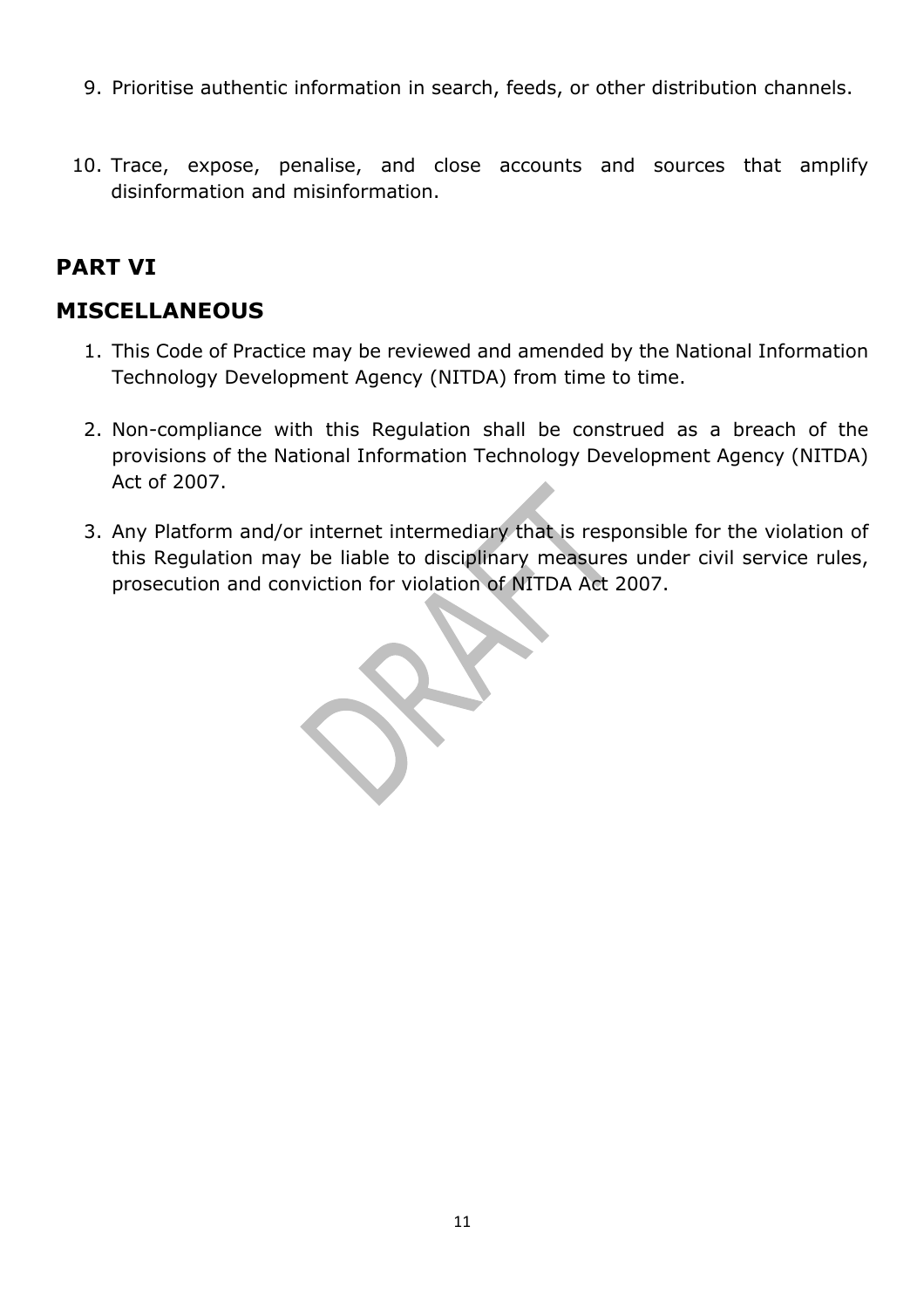9. Prioritise authentic information in search, feeds, or other distribution channels.

10. Trace, expose, penalise, and close accounts and sources that amplify disinformation and misinformation.

## PART VI

## MISCELLANEOUS

1. This Code of Practice may be reviewed and amended by the National Information Technology Development Agency (NITDA) from time to time.

2. Non-compliance with this Regulation shall be construed as a breach of the provisions of the National Information Technology Development Agency (NITDA) Act of 2007.

3. Any Platform and/or internet intermediary that is responsible for the violation of this Regulation may be liable to disciplinary measures under civil service rules, prosecution and conviction for violation of NITDA Act 2007.